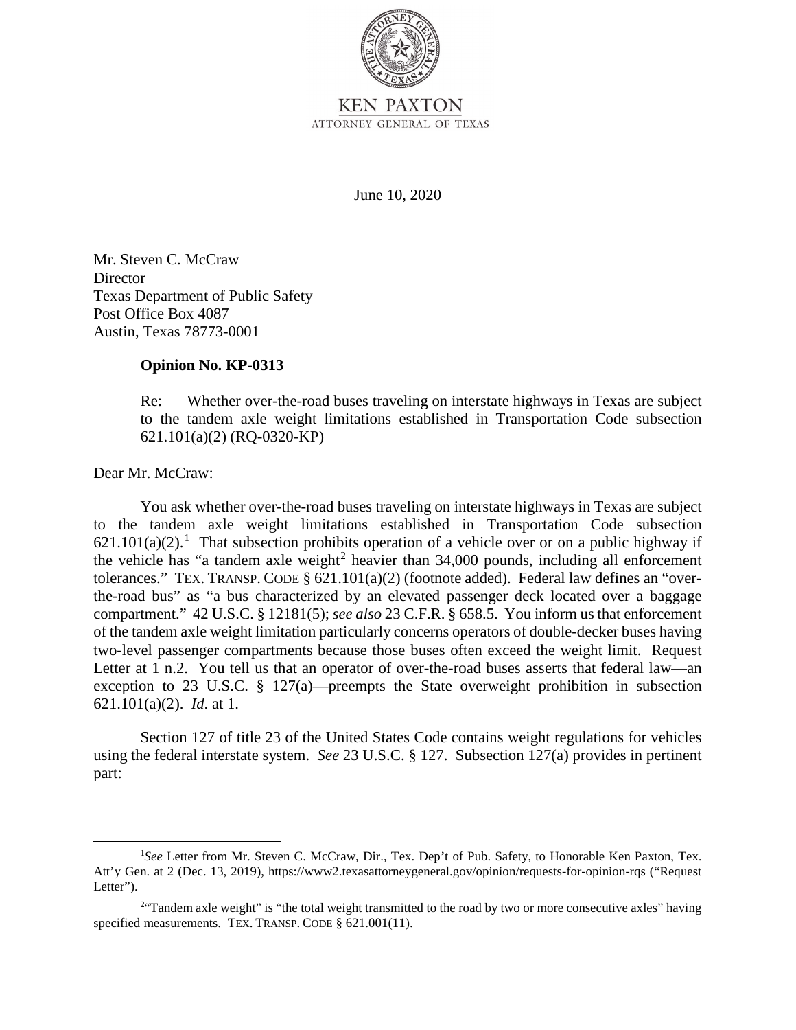KEN PAXTON
ATTORNEY GENERAL OF TEXAS

June 10, 2020

Mr. Steven C. McCraw
Director
Texas Department of Public Safety
Post Office Box 4087
Austin, Texas 78773-0001

**Opinion No. KP-0313**

Re: Whether over-the-road buses traveling on interstate highways in Texas are subject to the tandem axle weight limitations established in Transportation Code subsection 621.101(a)(2) (RQ-0320-KP)

Dear Mr. McCraw:

You ask whether over-the-road buses traveling on interstate highways in Texas are subject to the tandem axle weight limitations established in Transportation Code subsection 621.101(a)(2).[1] That subsection prohibits operation of a vehicle over or on a public highway if the vehicle has "a tandem axle weight[2] heavier than 34,000 pounds, including all enforcement tolerances." TEX. TRANSP. CODE § 621.101(a)(2) (footnote added). Federal law defines an "over-the-road bus" as "a bus characterized by an elevated passenger deck located over a baggage compartment." 42 U.S.C. § 12181(5); *see also* 23 C.F.R. § 658.5. You inform us that enforcement of the tandem axle weight limitation particularly concerns operators of double-decker buses having two-level passenger compartments because those buses often exceed the weight limit. Request Letter at 1 n.2. You tell us that an operator of over-the-road buses asserts that federal law—an exception to 23 U.S.C. § 127(a)—preempts the State overweight prohibition in subsection 621.101(a)(2). *Id.* at 1.

Section 127 of title 23 of the United States Code contains weight regulations for vehicles using the federal interstate system. *See* 23 U.S.C. § 127. Subsection 127(a) provides in pertinent part:

---

[1] *See* Letter from Mr. Steven C. McCraw, Dir., Tex. Dep't of Pub. Safety, to Honorable Ken Paxton, Tex. Att'y Gen. at 2 (Dec. 13, 2019), https://www2.texasattorneygeneral.gov/opinion/requests-for-opinion-rqs ("Request Letter").

[2] "Tandem axle weight" is "the total weight transmitted to the road by two or more consecutive axles" having specified measurements. TEX. TRANSP. CODE § 621.001(11).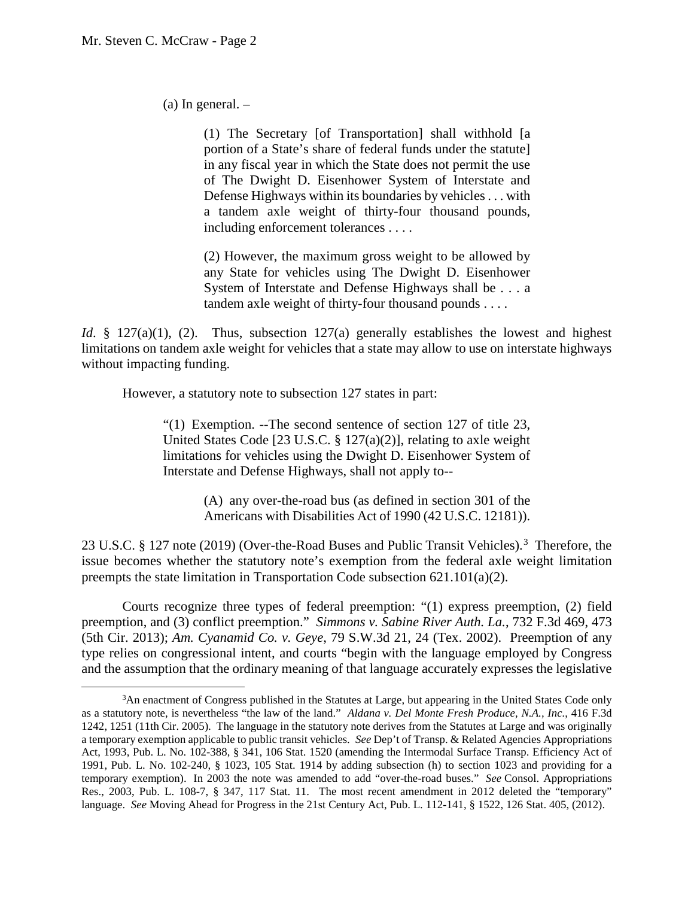(a) In general. –

> (1) The Secretary [of Transportation] shall withhold [a portion of a State's share of federal funds under the statute] in any fiscal year in which the State does not permit the use of The Dwight D. Eisenhower System of Interstate and Defense Highways within its boundaries by vehicles . . . with a tandem axle weight of thirty-four thousand pounds, including enforcement tolerances . . . .
>
> (2) However, the maximum gross weight to be allowed by any State for vehicles using The Dwight D. Eisenhower System of Interstate and Defense Highways shall be . . . a tandem axle weight of thirty-four thousand pounds . . . .

*Id*. § 127(a)(1), (2). Thus, subsection 127(a) generally establishes the lowest and highest limitations on tandem axle weight for vehicles that a state may allow to use on interstate highways without impacting funding.

However, a statutory note to subsection 127 states in part:

> "(1) Exemption. --The second sentence of section 127 of title 23, United States Code [23 U.S.C. § 127(a)(2)], relating to axle weight limitations for vehicles using the Dwight D. Eisenhower System of Interstate and Defense Highways, shall not apply to--
>
> > (A) any over-the-road bus (as defined in section 301 of the Americans with Disabilities Act of 1990 (42 U.S.C. 12181)).

23 U.S.C. § 127 note (2019) (Over-the-Road Buses and Public Transit Vehicles).[3] Therefore, the issue becomes whether the statutory note's exemption from the federal axle weight limitation preempts the state limitation in Transportation Code subsection 621.101(a)(2).

Courts recognize three types of federal preemption: "(1) express preemption, (2) field preemption, and (3) conflict preemption." *Simmons v. Sabine River Auth. La.*, 732 F.3d 469, 473 (5th Cir. 2013); *Am. Cyanamid Co. v. Geye*, 79 S.W.3d 21, 24 (Tex. 2002). Preemption of any type relies on congressional intent, and courts "begin with the language employed by Congress and the assumption that the ordinary meaning of that language accurately expresses the legislative

[3] An enactment of Congress published in the Statutes at Large, but appearing in the United States Code only as a statutory note, is nevertheless "the law of the land." *Aldana v. Del Monte Fresh Produce, N.A., Inc*., 416 F.3d 1242, 1251 (11th Cir. 2005). The language in the statutory note derives from the Statutes at Large and was originally a temporary exemption applicable to public transit vehicles. *See* Dep't of Transp. & Related Agencies Appropriations Act, 1993, Pub. L. No. 102-388, § 341, 106 Stat. 1520 (amending the Intermodal Surface Transp. Efficiency Act of 1991, Pub. L. No. 102-240, § 1023, 105 Stat. 1914 by adding subsection (h) to section 1023 and providing for a temporary exemption). In 2003 the note was amended to add "over-the-road buses." *See* Consol. Appropriations Res., 2003, Pub. L. 108-7, § 347, 117 Stat. 11. The most recent amendment in 2012 deleted the "temporary" language. *See* Moving Ahead for Progress in the 21st Century Act, Pub. L. 112-141, § 1522, 126 Stat. 405, (2012).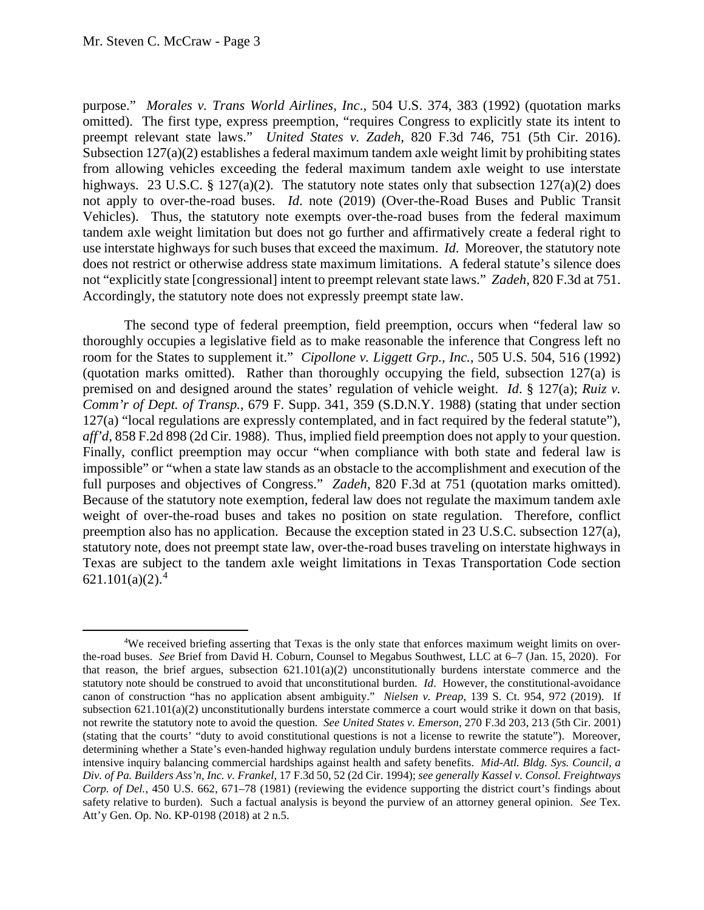purpose." *Morales v. Trans World Airlines, Inc*., 504 U.S. 374, 383 (1992) (quotation marks omitted). The first type, express preemption, "requires Congress to explicitly state its intent to preempt relevant state laws." *United States v. Zadeh*, 820 F.3d 746, 751 (5th Cir. 2016). Subsection 127(a)(2) establishes a federal maximum tandem axle weight limit by prohibiting states from allowing vehicles exceeding the federal maximum tandem axle weight to use interstate highways. 23 U.S.C. § 127(a)(2). The statutory note states only that subsection 127(a)(2) does not apply to over-the-road buses. *Id*. note (2019) (Over-the-Road Buses and Public Transit Vehicles). Thus, the statutory note exempts over-the-road buses from the federal maximum tandem axle weight limitation but does not go further and affirmatively create a federal right to use interstate highways for such buses that exceed the maximum. *Id*. Moreover, the statutory note does not restrict or otherwise address state maximum limitations. A federal statute's silence does not "explicitly state [congressional] intent to preempt relevant state laws." *Zadeh*, 820 F.3d at 751. Accordingly, the statutory note does not expressly preempt state law.

The second type of federal preemption, field preemption, occurs when "federal law so thoroughly occupies a legislative field as to make reasonable the inference that Congress left no room for the States to supplement it." *Cipollone v. Liggett Grp., Inc.*, 505 U.S. 504, 516 (1992) (quotation marks omitted). Rather than thoroughly occupying the field, subsection 127(a) is premised on and designed around the states' regulation of vehicle weight. *Id*. § 127(a); *Ruiz v. Comm'r of Dept. of Transp.*, 679 F. Supp. 341, 359 (S.D.N.Y. 1988) (stating that under section 127(a) "local regulations are expressly contemplated, and in fact required by the federal statute"), *aff'd*, 858 F.2d 898 (2d Cir. 1988). Thus, implied field preemption does not apply to your question. Finally, conflict preemption may occur "when compliance with both state and federal law is impossible" or "when a state law stands as an obstacle to the accomplishment and execution of the full purposes and objectives of Congress." *Zadeh*, 820 F.3d at 751 (quotation marks omitted). Because of the statutory note exemption, federal law does not regulate the maximum tandem axle weight of over-the-road buses and takes no position on state regulation. Therefore, conflict preemption also has no application. Because the exception stated in 23 U.S.C. subsection 127(a), statutory note, does not preempt state law, over-the-road buses traveling on interstate highways in Texas are subject to the tandem axle weight limitations in Texas Transportation Code section 621.101(a)(2).[4]

---

[4] We received briefing asserting that Texas is the only state that enforces maximum weight limits on over-the-road buses. *See* Brief from David H. Coburn, Counsel to Megabus Southwest, LLC at 6–7 (Jan. 15, 2020). For that reason, the brief argues, subsection 621.101(a)(2) unconstitutionally burdens interstate commerce and the statutory note should be construed to avoid that unconstitutional burden. *Id*. However, the constitutional-avoidance canon of construction "has no application absent ambiguity." *Nielsen v. Preap*, 139 S. Ct. 954, 972 (2019). If subsection 621.101(a)(2) unconstitutionally burdens interstate commerce a court would strike it down on that basis, not rewrite the statutory note to avoid the question. *See United States v. Emerson*, 270 F.3d 203, 213 (5th Cir. 2001) (stating that the courts' "duty to avoid constitutional questions is not a license to rewrite the statute"). Moreover, determining whether a State's even-handed highway regulation unduly burdens interstate commerce requires a fact-intensive inquiry balancing commercial hardships against health and safety benefits. *Mid-Atl. Bldg. Sys. Council, a Div. of Pa. Builders Ass'n, Inc. v. Frankel*, 17 F.3d 50, 52 (2d Cir. 1994); *see generally Kassel v. Consol. Freightways Corp. of Del.*, 450 U.S. 662, 671–78 (1981) (reviewing the evidence supporting the district court's findings about safety relative to burden). Such a factual analysis is beyond the purview of an attorney general opinion. *See* Tex. Att'y Gen. Op. No. KP-0198 (2018) at 2 n.5.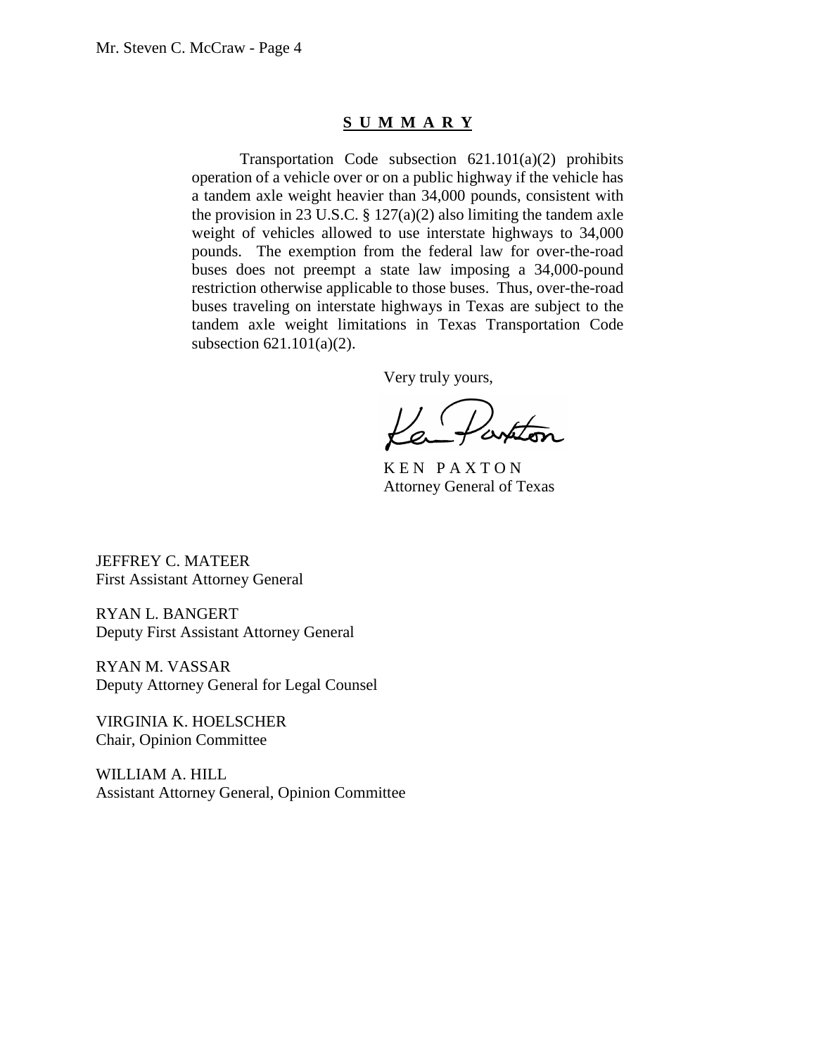## S U M M A R Y

Transportation Code subsection 621.101(a)(2) prohibits operation of a vehicle over or on a public highway if the vehicle has a tandem axle weight heavier than 34,000 pounds, consistent with the provision in 23 U.S.C. § 127(a)(2) also limiting the tandem axle weight of vehicles allowed to use interstate highways to 34,000 pounds. The exemption from the federal law for over-the-road buses does not preempt a state law imposing a 34,000-pound restriction otherwise applicable to those buses. Thus, over-the-road buses traveling on interstate highways in Texas are subject to the tandem axle weight limitations in Texas Transportation Code subsection 621.101(a)(2).

Very truly yours,

K E N P A X T O N
Attorney General of Texas

JEFFREY C. MATEER
First Assistant Attorney General

RYAN L. BANGERT
Deputy First Assistant Attorney General

RYAN M. VASSAR
Deputy Attorney General for Legal Counsel

VIRGINIA K. HOELSCHER
Chair, Opinion Committee

WILLIAM A. HILL
Assistant Attorney General, Opinion Committee